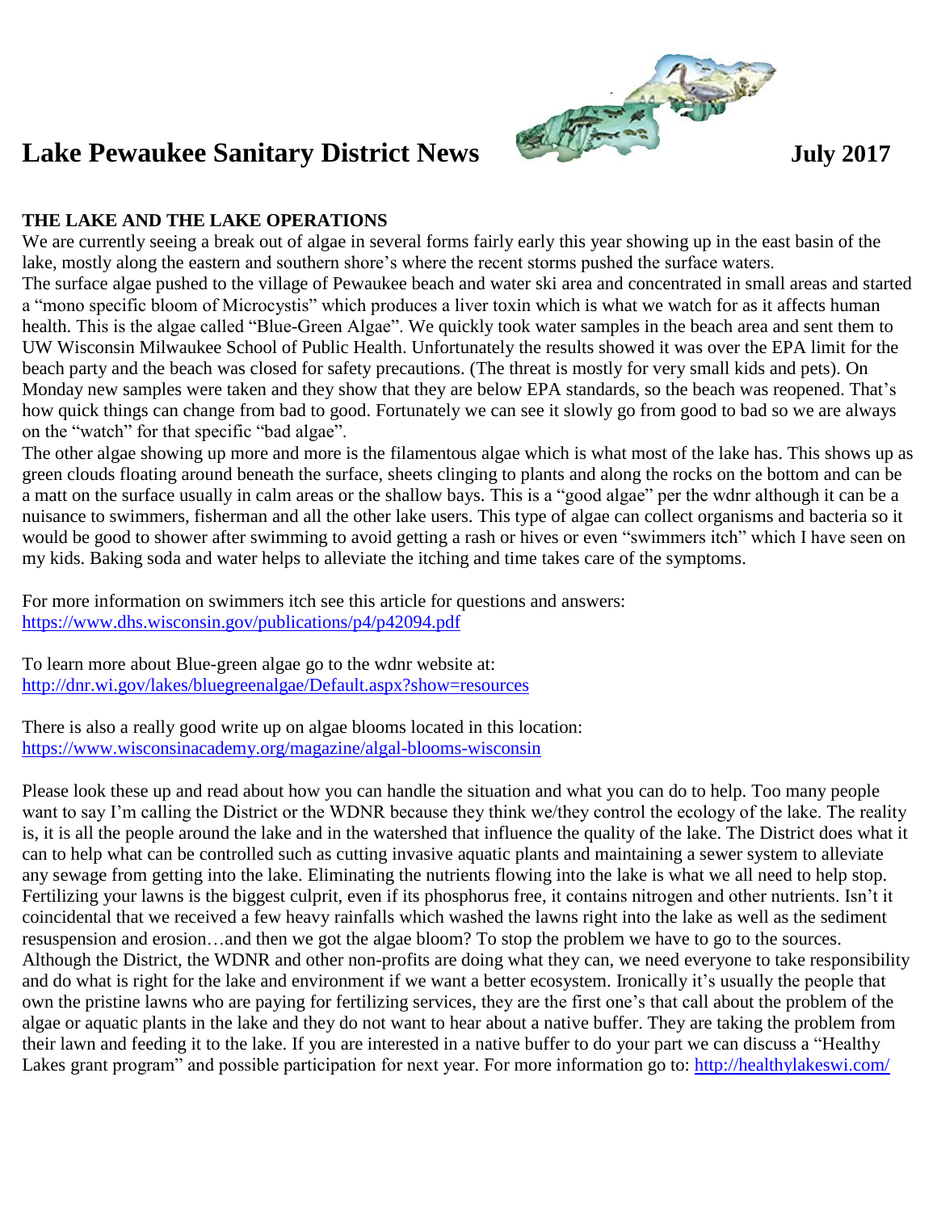# Lake Pewaukee Sanitary District News July 2017

## THE LAKE AND THE LAKE OPERATIONS

We are currently seeing a break out of algae in several forms fairly early this year showing up in the east basin of the lake, mostly along the eastern and southern shore's where the recent storms pushed the surface waters.

The surface algae pushed to the village of Pewaukee beach and water ski area and concentrated in small areas and started a "mono specific bloom of Microcystis" which produces a liver toxin which is what we watch for as it affects human health. This is the algae called "Blue-Green Algae". We quickly took water samples in the beach area and sent them to UW Wisconsin Milwaukee School of Public Health. Unfortunately the results showed it was over the EPA limit for the beach party and the beach was closed for safety precautions. (The threat is mostly for very small kids and pets). On Monday new samples were taken and they show that they are below EPA standards, so the beach was reopened. That's how quick things can change from bad to good. Fortunately we can see it slowly go from good to bad so we are always on the "watch" for that specific "bad algae".

The other algae showing up more and more is the filamentous algae which is what most of the lake has. This shows up as green clouds floating around beneath the surface, sheets clinging to plants and along the rocks on the bottom and can be a matt on the surface usually in calm areas or the shallow bays. This is a "good algae" per the wdnr although it can be a nuisance to swimmers, fisherman and all the other lake users. This type of algae can collect organisms and bacteria so it would be good to shower after swimming to avoid getting a rash or hives or even "swimmers itch" which I have seen on my kids. Baking soda and water helps to alleviate the itching and time takes care of the symptoms.

For more information on swimmers itch see this article for questions and answers:
https://www.dhs.wisconsin.gov/publications/p4/p42094.pdf

To learn more about Blue-green algae go to the wdnr website at:
http://dnr.wi.gov/lakes/bluegreenalgae/Default.aspx?show=resources

There is also a really good write up on algae blooms located in this location:
https://www.wisconsinacademy.org/magazine/algal-blooms-wisconsin

Please look these up and read about how you can handle the situation and what you can do to help. Too many people want to say I'm calling the District or the WDNR because they think we/they control the ecology of the lake. The reality is, it is all the people around the lake and in the watershed that influence the quality of the lake. The District does what it can to help what can be controlled such as cutting invasive aquatic plants and maintaining a sewer system to alleviate any sewage from getting into the lake. Eliminating the nutrients flowing into the lake is what we all need to help stop. Fertilizing your lawns is the biggest culprit, even if its phosphorus free, it contains nitrogen and other nutrients. Isn't it coincidental that we received a few heavy rainfalls which washed the lawns right into the lake as well as the sediment resuspension and erosion…and then we got the algae bloom? To stop the problem we have to go to the sources. Although the District, the WDNR and other non-profits are doing what they can, we need everyone to take responsibility and do what is right for the lake and environment if we want a better ecosystem. Ironically it's usually the people that own the pristine lawns who are paying for fertilizing services, they are the first one's that call about the problem of the algae or aquatic plants in the lake and they do not want to hear about a native buffer. They are taking the problem from their lawn and feeding it to the lake. If you are interested in a native buffer to do your part we can discuss a "Healthy Lakes grant program" and possible participation for next year. For more information go to: http://healthylakeswi.com/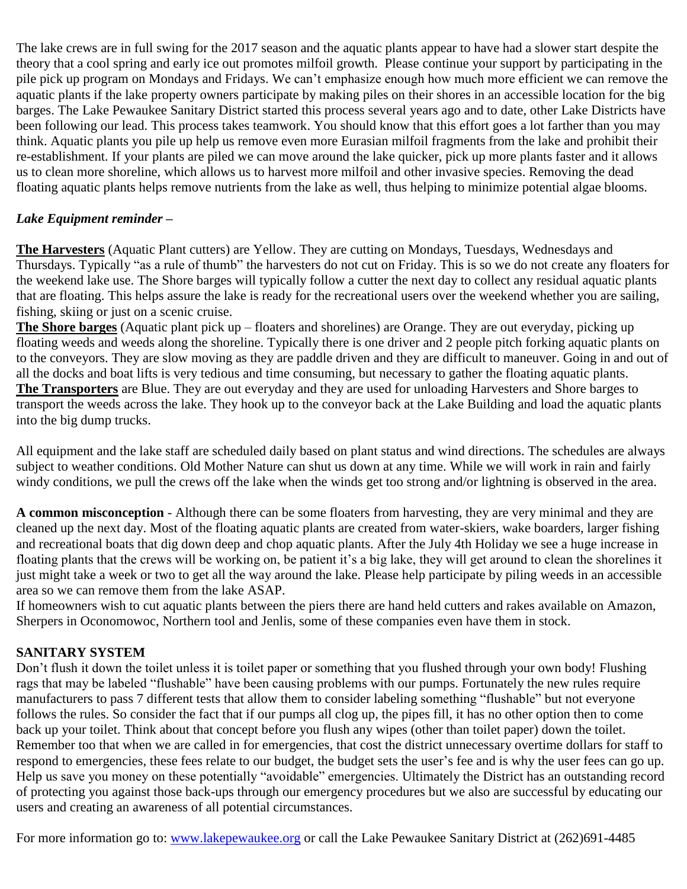The lake crews are in full swing for the 2017 season and the aquatic plants appear to have had a slower start despite the theory that a cool spring and early ice out promotes milfoil growth. Please continue your support by participating in the pile pick up program on Mondays and Fridays. We can't emphasize enough how much more efficient we can remove the aquatic plants if the lake property owners participate by making piles on their shores in an accessible location for the big barges. The Lake Pewaukee Sanitary District started this process several years ago and to date, other Lake Districts have been following our lead. This process takes teamwork. You should know that this effort goes a lot farther than you may think. Aquatic plants you pile up help us remove even more Eurasian milfoil fragments from the lake and prohibit their re-establishment. If your plants are piled we can move around the lake quicker, pick up more plants faster and it allows us to clean more shoreline, which allows us to harvest more milfoil and other invasive species. Removing the dead floating aquatic plants helps remove nutrients from the lake as well, thus helping to minimize potential algae blooms.

***Lake Equipment reminder –***

**The Harvesters** (Aquatic Plant cutters) are Yellow. They are cutting on Mondays, Tuesdays, Wednesdays and Thursdays. Typically "as a rule of thumb" the harvesters do not cut on Friday. This is so we do not create any floaters for the weekend lake use. The Shore barges will typically follow a cutter the next day to collect any residual aquatic plants that are floating. This helps assure the lake is ready for the recreational users over the weekend whether you are sailing, fishing, skiing or just on a scenic cruise.

**The Shore barges** (Aquatic plant pick up – floaters and shorelines) are Orange. They are out everyday, picking up floating weeds and weeds along the shoreline. Typically there is one driver and 2 people pitch forking aquatic plants on to the conveyors. They are slow moving as they are paddle driven and they are difficult to maneuver. Going in and out of all the docks and boat lifts is very tedious and time consuming, but necessary to gather the floating aquatic plants.

**The Transporters** are Blue. They are out everyday and they are used for unloading Harvesters and Shore barges to transport the weeds across the lake. They hook up to the conveyor back at the Lake Building and load the aquatic plants into the big dump trucks.

All equipment and the lake staff are scheduled daily based on plant status and wind directions. The schedules are always subject to weather conditions. Old Mother Nature can shut us down at any time. While we will work in rain and fairly windy conditions, we pull the crews off the lake when the winds get too strong and/or lightning is observed in the area.

**A common misconception** - Although there can be some floaters from harvesting, they are very minimal and they are cleaned up the next day. Most of the floating aquatic plants are created from water-skiers, wake boarders, larger fishing and recreational boats that dig down deep and chop aquatic plants. After the July 4th Holiday we see a huge increase in floating plants that the crews will be working on, be patient it's a big lake, they will get around to clean the shorelines it just might take a week or two to get all the way around the lake. Please help participate by piling weeds in an accessible area so we can remove them from the lake ASAP.

If homeowners wish to cut aquatic plants between the piers there are hand held cutters and rakes available on Amazon, Sherpers in Oconomowoc, Northern tool and Jenlis, some of these companies even have them in stock.

**SANITARY SYSTEM**

Don't flush it down the toilet unless it is toilet paper or something that you flushed through your own body! Flushing rags that may be labeled "flushable" have been causing problems with our pumps. Fortunately the new rules require manufacturers to pass 7 different tests that allow them to consider labeling something "flushable" but not everyone follows the rules. So consider the fact that if our pumps all clog up, the pipes fill, it has no other option then to come back up your toilet. Think about that concept before you flush any wipes (other than toilet paper) down the toilet. Remember too that when we are called in for emergencies, that cost the district unnecessary overtime dollars for staff to respond to emergencies, these fees relate to our budget, the budget sets the user's fee and is why the user fees can go up. Help us save you money on these potentially "avoidable" emergencies. Ultimately the District has an outstanding record of protecting you against those back-ups through our emergency procedures but we also are successful by educating our users and creating an awareness of all potential circumstances.

For more information go to: [www.lakepewaukee.org](http://www.lakepewaukee.org) or call the Lake Pewaukee Sanitary District at (262)691-4485